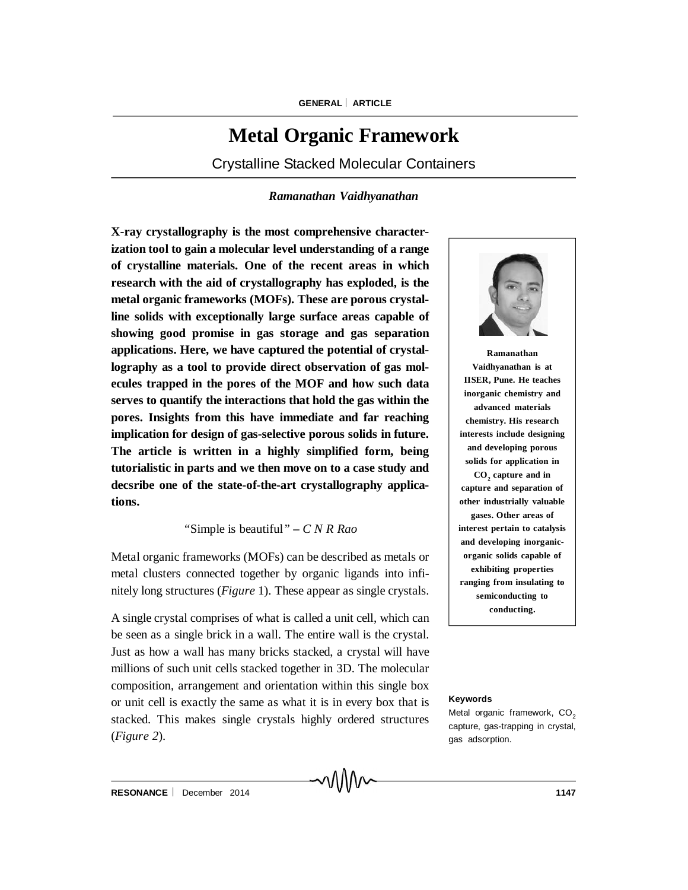GENERAL | ARTICLE

# Metal Organic Framework

## Crystalline Stacked Molecular Containers

*Ramanathan Vaidhyanathan*

**X-ray crystallography is the most comprehensive characterization tool to gain a molecular level understanding of a range of crystalline materials. One of the recent areas in which research with the aid of crystallography has exploded, is the metal organic frameworks (MOFs). These are porous crystalline solids with exceptionally large surface areas capable of showing good promise in gas storage and gas separation applications. Here, we have captured the potential of crystallography as a tool to provide direct observation of gas molecules trapped in the pores of the MOF and how such data serves to quantify the interactions that hold the gas within the pores. Insights from this have immediate and far reaching implication for design of gas-selective porous solids in future. The article is written in a highly simplified form, being tutorialistic in parts and we then move on to a case study and decsribe one of the state-of-the-art crystallography applications.**

**Ramanathan Vaidhyanathan is at IISER, Pune. He teaches inorganic chemistry and advanced materials chemistry. His research interests include designing and developing porous solids for application in $CO_2$ capture and in capture and separation of other industrially valuable gases. Other areas of interest pertain to catalysis and developing inorganic-organic solids capable of exhibiting properties ranging from insulating to semiconducting to conducting.**

"Simple is beautiful" – *C N R Rao*

Metal organic frameworks (MOFs) can be described as metals or metal clusters connected together by organic ligands into infinitely long structures (*Figure* 1). These appear as single crystals.

A single crystal comprises of what is called a unit cell, which can be seen as a single brick in a wall. The entire wall is the crystal. Just as how a wall has many bricks stacked, a crystal will have millions of such unit cells stacked together in 3D. The molecular composition, arrangement and orientation within this single box or unit cell is exactly the same as what it is in every box that is stacked. This makes single crystals highly ordered structures (*Figure 2*).

**Keywords**

Metal organic framework, $CO_2$ capture, gas-trapping in crystal, gas adsorption.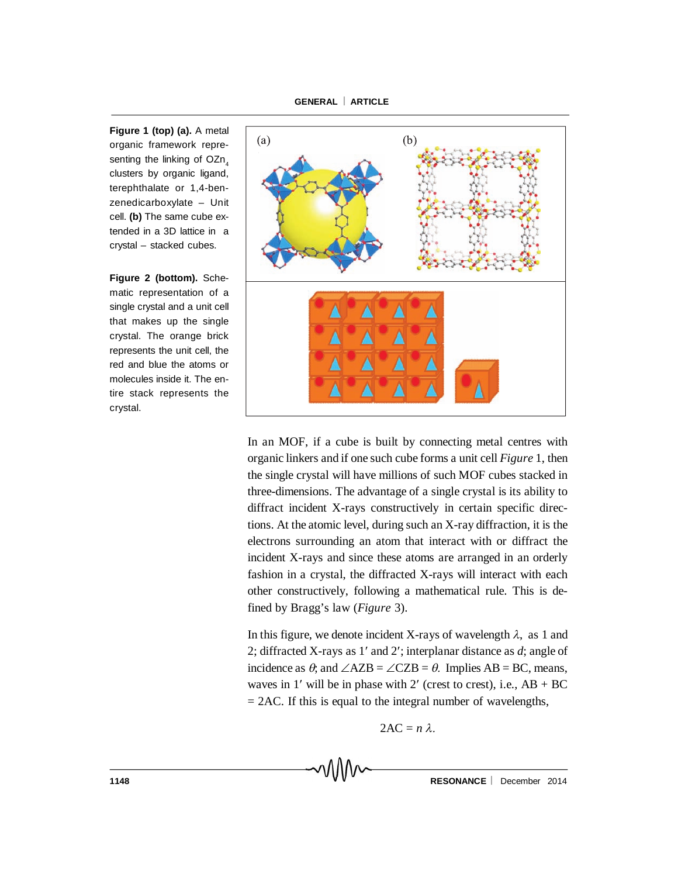**Figure 1 (top) (a).** A metal organic framework representing the linking of $OZn_4$ clusters by organic ligand, terephthalate or 1,4-benzenedicarboxylate – Unit cell. **(b)** The same cube extended in a 3D lattice in a crystal – stacked cubes.

**Figure 2 (bottom).** Schematic representation of a single crystal and a unit cell that makes up the single crystal. The orange brick represents the unit cell, the red and blue the atoms or molecules inside it. The entire stack represents the crystal.

In an MOF, if a cube is built by connecting metal centres with organic linkers and if one such cube forms a unit cell *Figure* 1, then the single crystal will have millions of such MOF cubes stacked in three-dimensions. The advantage of a single crystal is its ability to diffract incident X-rays constructively in certain specific directions. At the atomic level, during such an X-ray diffraction, it is the electrons surrounding an atom that interact with or diffract the incident X-rays and since these atoms are arranged in an orderly fashion in a crystal, the diffracted X-rays will interact with each other constructively, following a mathematical rule. This is defined by Bragg's law (*Figure* 3).

In this figure, we denote incident X-rays of wavelength $\lambda$, as 1 and 2; diffracted X-rays as 1′ and 2′; interplanar distance as $d$; angle of incidence as $\theta$; and $\angle AZB = \angle CZB = \theta$. Implies AB = BC, means, waves in 1′ will be in phase with 2′ (crest to crest), i.e., AB + BC = 2AC. If this is equal to the integral number of wavelengths,

$$2AC = n\,\lambda.$$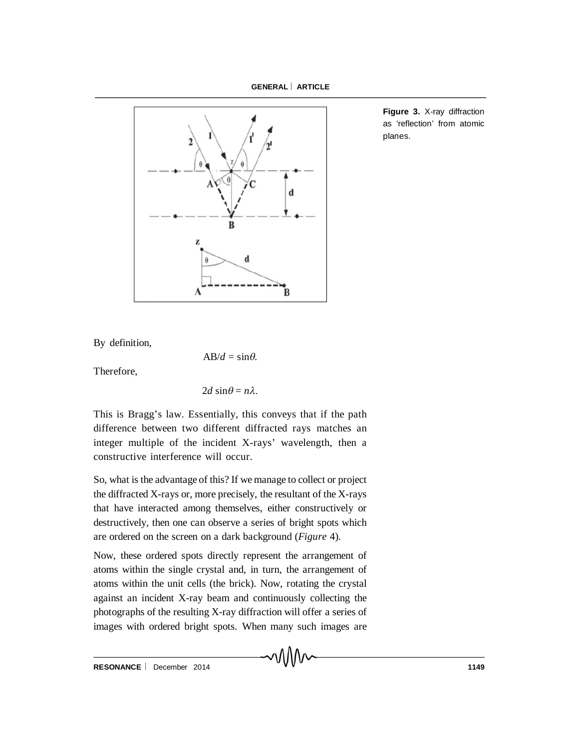**Figure 3.** X-ray diffraction as 'reflection' from atomic planes.

By definition,

$$AB/d = \sin\theta.$$

Therefore,

$$2d\,\sin\theta = n\lambda.$$

This is Bragg's law. Essentially, this conveys that if the path difference between two different diffracted rays matches an integer multiple of the incident X-rays' wavelength, then a constructive interference will occur.

So, what is the advantage of this? If we manage to collect or project the diffracted X-rays or, more precisely, the resultant of the X-rays that have interacted among themselves, either constructively or destructively, then one can observe a series of bright spots which are ordered on the screen on a dark background (*Figure* 4).

Now, these ordered spots directly represent the arrangement of atoms within the single crystal and, in turn, the arrangement of atoms within the unit cells (the brick). Now, rotating the crystal against an incident X-ray beam and continuously collecting the photographs of the resulting X-ray diffraction will offer a series of images with ordered bright spots. When many such images are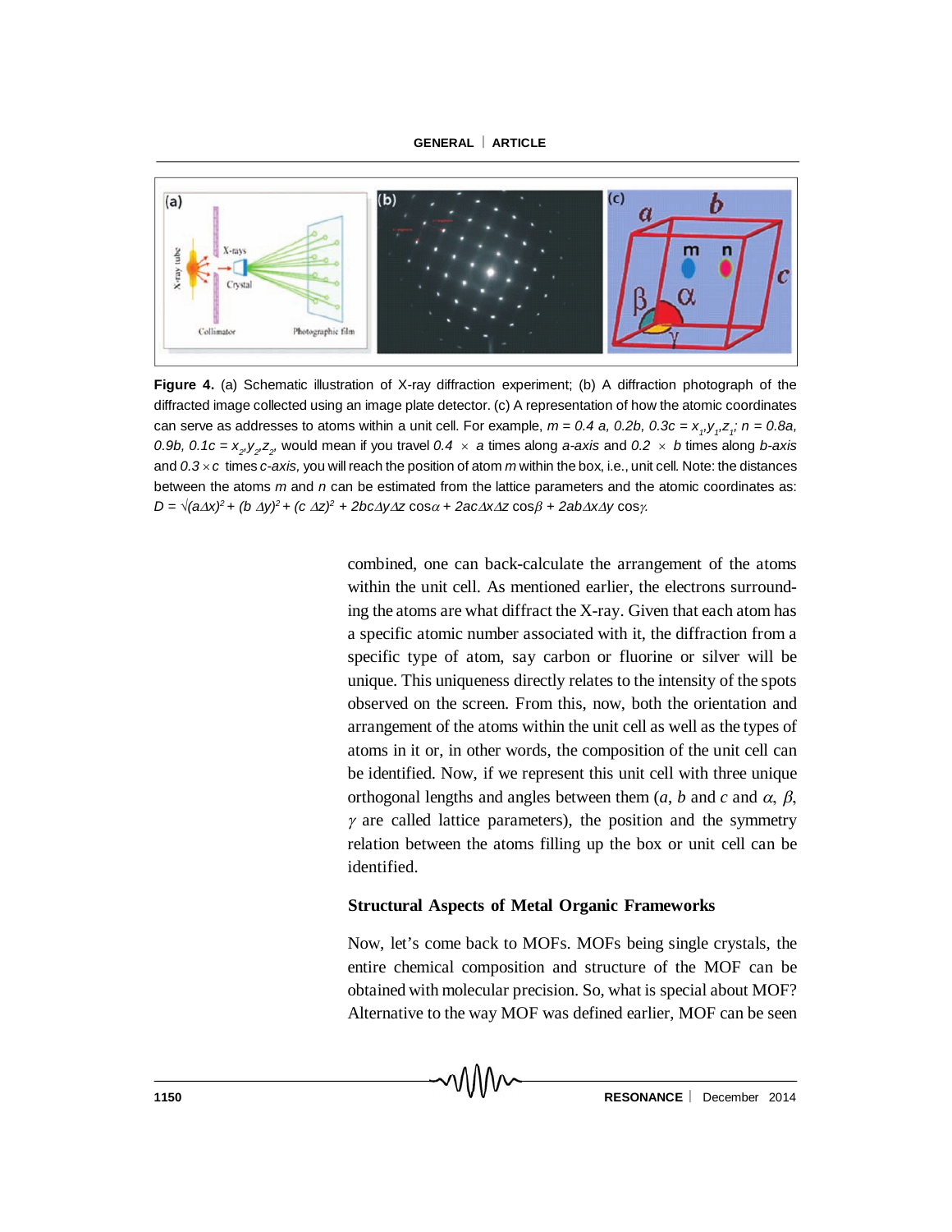**Figure 4.** (a) Schematic illustration of X-ray diffraction experiment; (b) A diffraction photograph of the diffracted image collected using an image plate detector. (c) A representation of how the atomic coordinates can serve as addresses to atoms within a unit cell. For example, $m = 0.4\,a, 0.2b, 0.3c = x_1,y_1,z_1$; $n = 0.8a, 0.9b, 0.1c = x_2,y_2,z_2$, would mean if you travel $0.4 \times a$ times along *a-axis* and $0.2 \times b$ times along *b-axis* and $0.3 \times c$ times *c-axis*, you will reach the position of atom *m* within the box, i.e., unit cell. Note: the distances between the atoms *m* and *n* can be estimated from the lattice parameters and the atomic coordinates as: $D = \sqrt{(a\Delta x)^2 + (b\,\Delta y)^2 + (c\,\Delta z)^2 + 2bc\Delta y\Delta z \cos\alpha + 2ac\Delta x\Delta z \cos\beta + 2ab\Delta x\Delta y \cos\gamma}$.

combined, one can back-calculate the arrangement of the atoms within the unit cell. As mentioned earlier, the electrons surrounding the atoms are what diffract the X-ray. Given that each atom has a specific atomic number associated with it, the diffraction from a specific type of atom, say carbon or fluorine or silver will be unique. This uniqueness directly relates to the intensity of the spots observed on the screen. From this, now, both the orientation and arrangement of the atoms within the unit cell as well as the types of atoms in it or, in other words, the composition of the unit cell can be identified. Now, if we represent this unit cell with three unique orthogonal lengths and angles between them ($a$, $b$ and $c$ and $\alpha$, $\beta$, $\gamma$ are called lattice parameters), the position and the symmetry relation between the atoms filling up the box or unit cell can be identified.

## Structural Aspects of Metal Organic Frameworks

Now, let's come back to MOFs. MOFs being single crystals, the entire chemical composition and structure of the MOF can be obtained with molecular precision. So, what is special about MOF? Alternative to the way MOF was defined earlier, MOF can be seen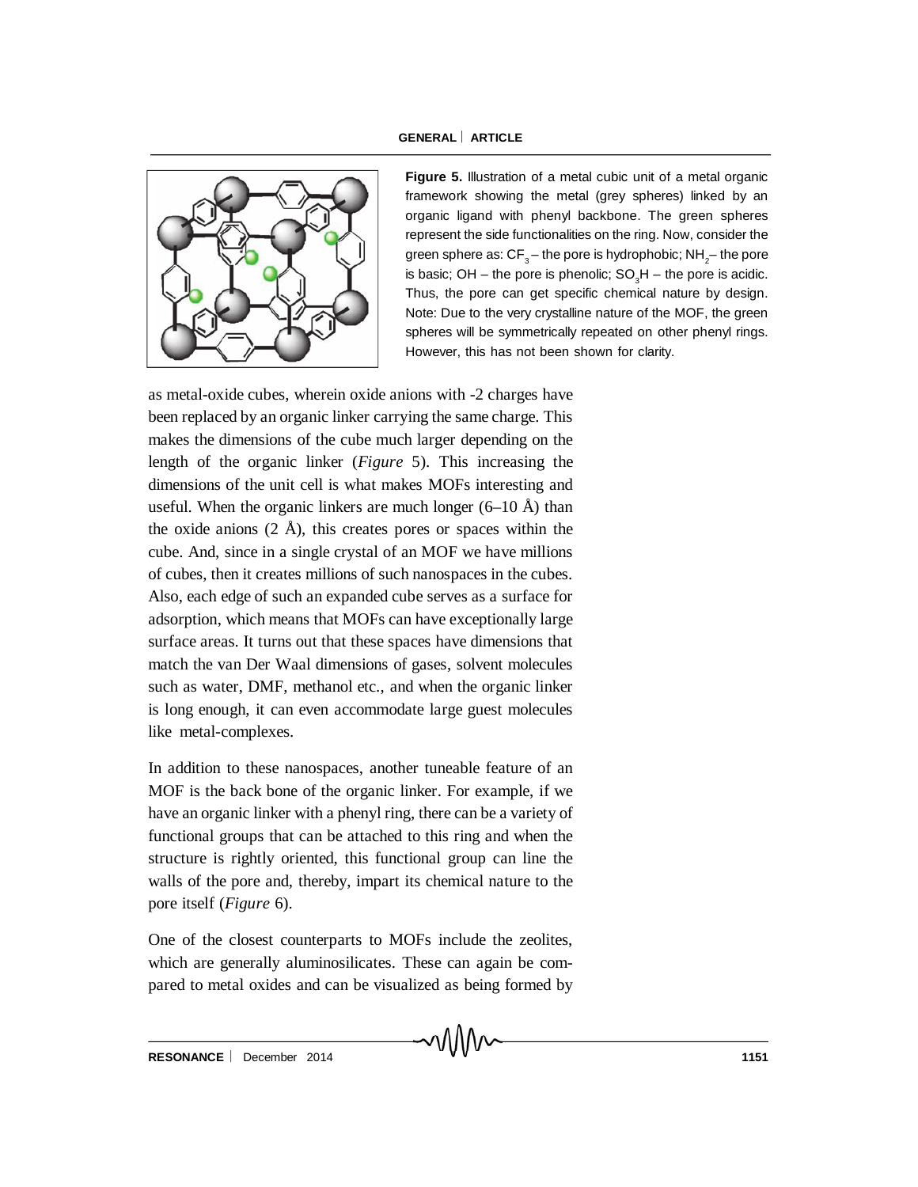**Figure 5.** Illustration of a metal cubic unit of a metal organic framework showing the metal (grey spheres) linked by an organic ligand with phenyl backbone. The green spheres represent the side functionalities on the ring. Now, consider the green sphere as: $CF_3$ – the pore is hydrophobic; $NH_2$– the pore is basic; OH – the pore is phenolic; $SO_3H$ – the pore is acidic. Thus, the pore can get specific chemical nature by design. Note: Due to the very crystalline nature of the MOF, the green spheres will be symmetrically repeated on other phenyl rings. However, this has not been shown for clarity.

as metal-oxide cubes, wherein oxide anions with -2 charges have been replaced by an organic linker carrying the same charge. This makes the dimensions of the cube much larger depending on the length of the organic linker (*Figure* 5). This increasing the dimensions of the unit cell is what makes MOFs interesting and useful. When the organic linkers are much longer (6–10 Å) than the oxide anions (2 Å), this creates pores or spaces within the cube. And, since in a single crystal of an MOF we have millions of cubes, then it creates millions of such nanospaces in the cubes. Also, each edge of such an expanded cube serves as a surface for adsorption, which means that MOFs can have exceptionally large surface areas. It turns out that these spaces have dimensions that match the van Der Waal dimensions of gases, solvent molecules such as water, DMF, methanol etc., and when the organic linker is long enough, it can even accommodate large guest molecules like metal-complexes.

In addition to these nanospaces, another tuneable feature of an MOF is the back bone of the organic linker. For example, if we have an organic linker with a phenyl ring, there can be a variety of functional groups that can be attached to this ring and when the structure is rightly oriented, this functional group can line the walls of the pore and, thereby, impart its chemical nature to the pore itself (*Figure* 6).

One of the closest counterparts to MOFs include the zeolites, which are generally aluminosilicates. These can again be compared to metal oxides and can be visualized as being formed by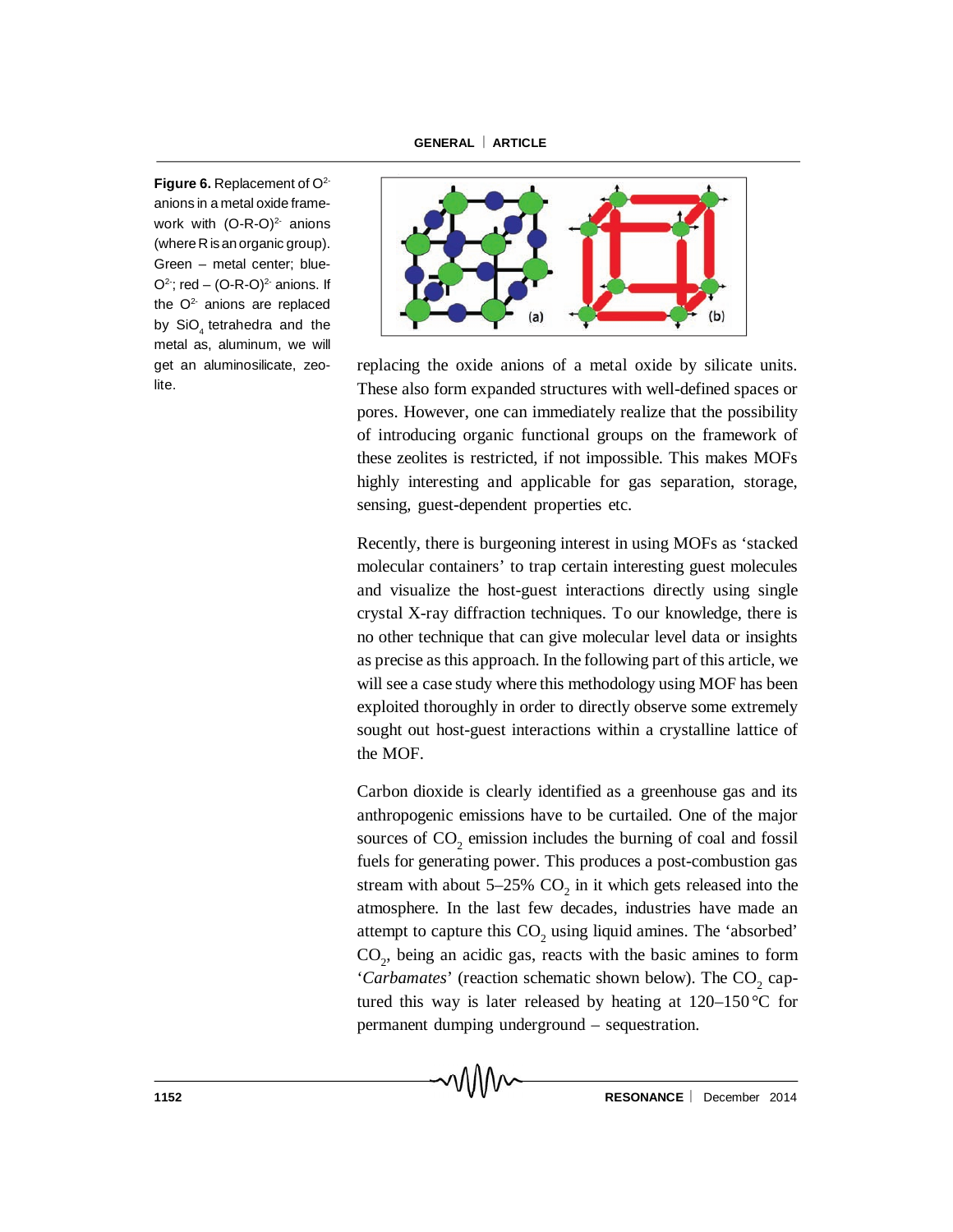**Figure 6.** Replacement of $O^{2-}$ anions in a metal oxide framework with $(O\text{-}R\text{-}O)^{2-}$ anions (where R is an organic group). Green – metal center; blue- $O^{2-}$; red – $(O\text{-}R\text{-}O)^{2-}$ anions. If the $O^{2-}$ anions are replaced by $SiO_4$ tetrahedra and the metal as, aluminum, we will get an aluminosilicate, zeolite.

replacing the oxide anions of a metal oxide by silicate units. These also form expanded structures with well-defined spaces or pores. However, one can immediately realize that the possibility of introducing organic functional groups on the framework of these zeolites is restricted, if not impossible. This makes MOFs highly interesting and applicable for gas separation, storage, sensing, guest-dependent properties etc.

Recently, there is burgeoning interest in using MOFs as 'stacked molecular containers' to trap certain interesting guest molecules and visualize the host-guest interactions directly using single crystal X-ray diffraction techniques. To our knowledge, there is no other technique that can give molecular level data or insights as precise as this approach. In the following part of this article, we will see a case study where this methodology using MOF has been exploited thoroughly in order to directly observe some extremely sought out host-guest interactions within a crystalline lattice of the MOF.

Carbon dioxide is clearly identified as a greenhouse gas and its anthropogenic emissions have to be curtailed. One of the major sources of $CO_2$ emission includes the burning of coal and fossil fuels for generating power. This produces a post-combustion gas stream with about 5–25% $CO_2$ in it which gets released into the atmosphere. In the last few decades, industries have made an attempt to capture this $CO_2$ using liquid amines. The 'absorbed' $CO_2$, being an acidic gas, reacts with the basic amines to form '*Carbamates*' (reaction schematic shown below). The $CO_2$ captured this way is later released by heating at 120–150 °C for permanent dumping underground – sequestration.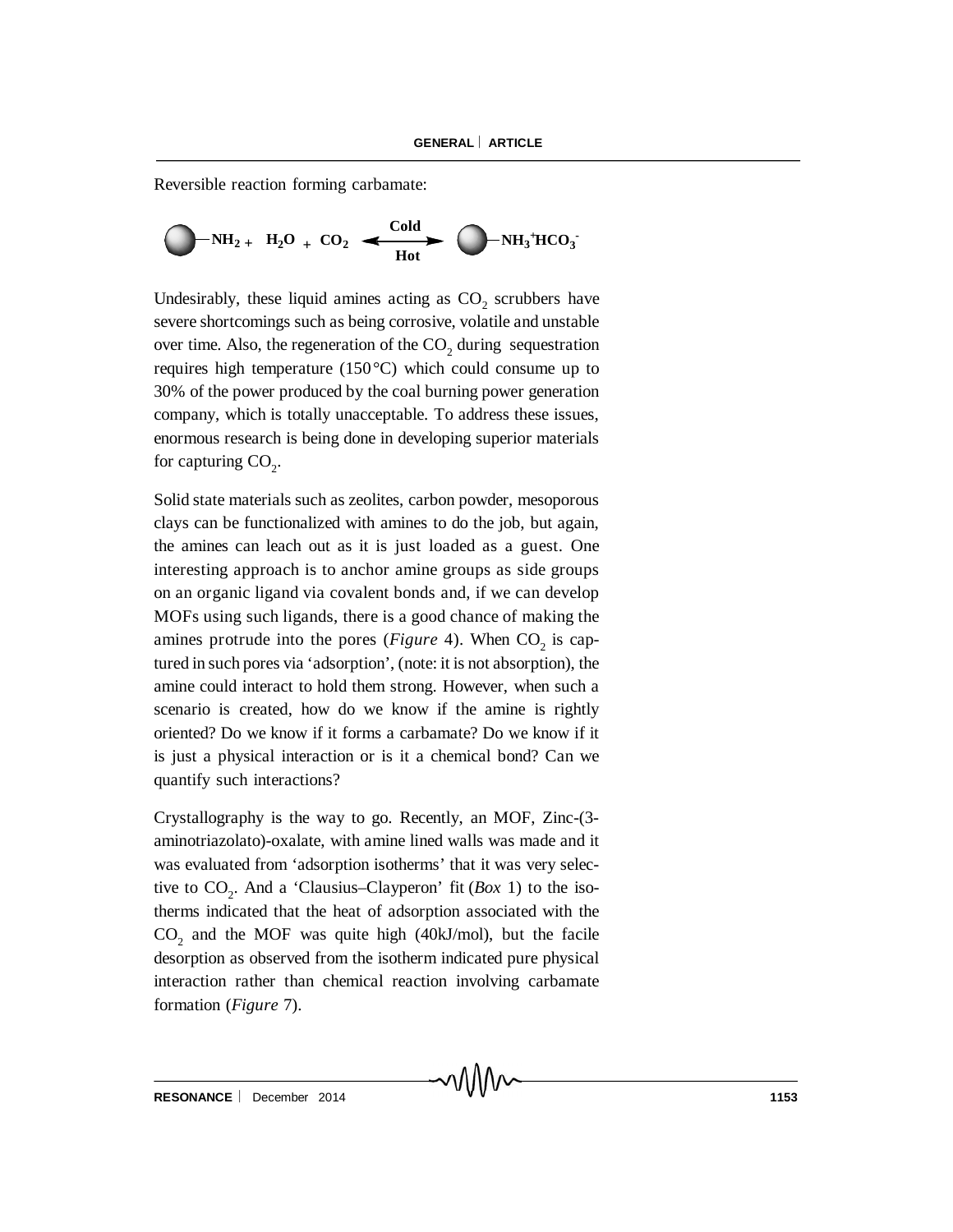Reversible reaction forming carbamate:

$$\text{(sphere)}-NH_2 + H_2O + CO_2 \underset{\text{Hot}}{\overset{\text{Cold}}{\rightleftarrows}} \text{(sphere)}-NH_3^+HCO_3^-$$

Undesirably, these liquid amines acting as $CO_2$ scrubbers have severe shortcomings such as being corrosive, volatile and unstable over time. Also, the regeneration of the $CO_2$ during sequestration requires high temperature (150 °C) which could consume up to 30% of the power produced by the coal burning power generation company, which is totally unacceptable. To address these issues, enormous research is being done in developing superior materials for capturing $CO_2$.

Solid state materials such as zeolites, carbon powder, mesoporous clays can be functionalized with amines to do the job, but again, the amines can leach out as it is just loaded as a guest. One interesting approach is to anchor amine groups as side groups on an organic ligand via covalent bonds and, if we can develop MOFs using such ligands, there is a good chance of making the amines protrude into the pores (*Figure* 4). When $CO_2$ is captured in such pores via 'adsorption', (note: it is not absorption), the amine could interact to hold them strong. However, when such a scenario is created, how do we know if the amine is rightly oriented? Do we know if it forms a carbamate? Do we know if it is just a physical interaction or is it a chemical bond? Can we quantify such interactions?

Crystallography is the way to go. Recently, an MOF, Zinc-(3-aminotriazolato)-oxalate, with amine lined walls was made and it was evaluated from 'adsorption isotherms' that it was very selective to $CO_2$. And a 'Clausius–Clayperon' fit (*Box* 1) to the isotherms indicated that the heat of adsorption associated with the $CO_2$ and the MOF was quite high (40kJ/mol), but the facile desorption as observed from the isotherm indicated pure physical interaction rather than chemical reaction involving carbamate formation (*Figure* 7).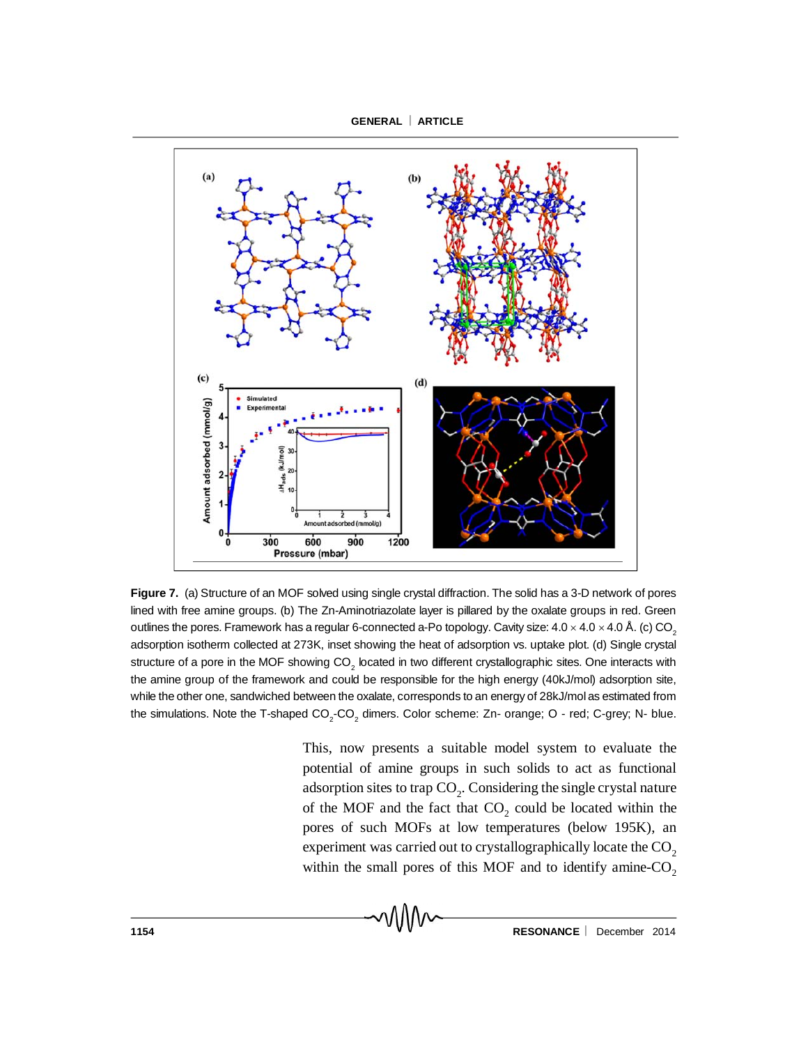**Figure 7.** (a) Structure of an MOF solved using single crystal diffraction. The solid has a 3-D network of pores lined with free amine groups. (b) The Zn-Aminotriazolate layer is pillared by the oxalate groups in red. Green outlines the pores. Framework has a regular 6-connected a-Po topology. Cavity size: 4.0 × 4.0 × 4.0 Å. (c) $CO_2$ adsorption isotherm collected at 273K, inset showing the heat of adsorption vs. uptake plot. (d) Single crystal structure of a pore in the MOF showing $CO_2$ located in two different crystallographic sites. One interacts with the amine group of the framework and could be responsible for the high energy (40kJ/mol) adsorption site, while the other one, sandwiched between the oxalate, corresponds to an energy of 28kJ/mol as estimated from the simulations. Note the T-shaped $CO_2$-$CO_2$ dimers. Color scheme: Zn- orange; O - red; C-grey; N- blue.

This, now presents a suitable model system to evaluate the potential of amine groups in such solids to act as functional adsorption sites to trap $CO_2$. Considering the single crystal nature of the MOF and the fact that $CO_2$ could be located within the pores of such MOFs at low temperatures (below 195K), an experiment was carried out to crystallographically locate the $CO_2$ within the small pores of this MOF and to identify amine-$CO_2$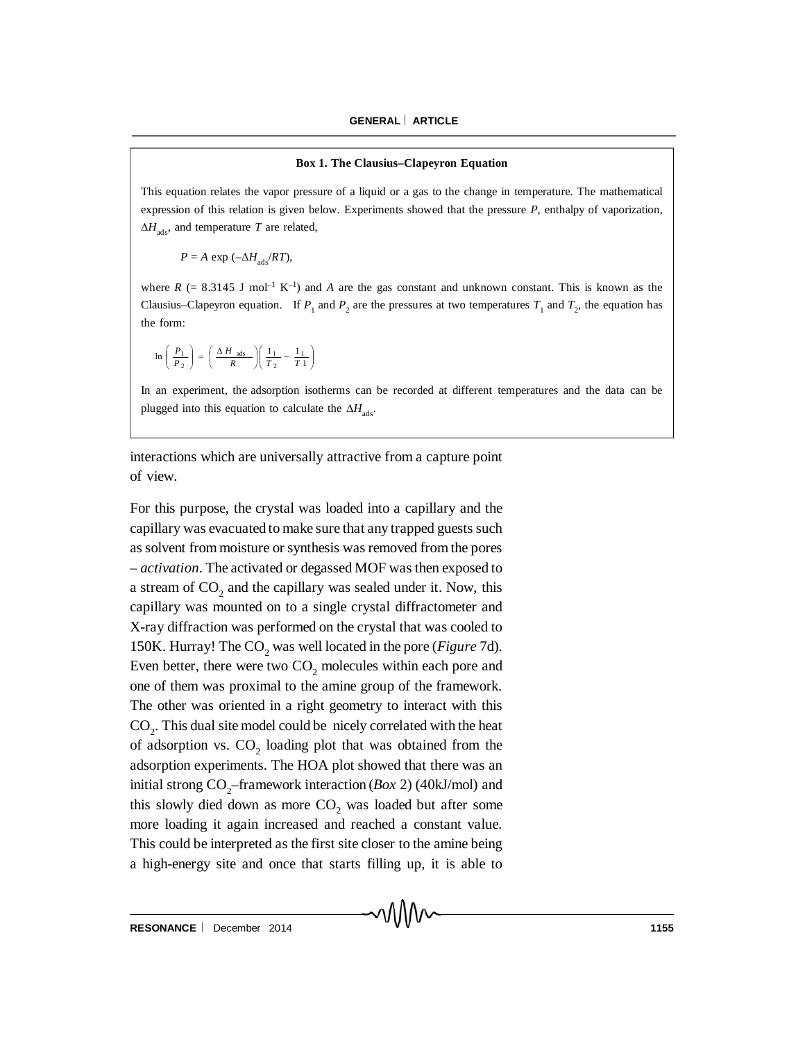**Box 1. The Clausius–Clapeyron Equation**

This equation relates the vapor pressure of a liquid or a gas to the change in temperature. The mathematical expression of this relation is given below. Experiments showed that the pressure $P$, enthalpy of vaporization, $\Delta H_{ads}$, and temperature $T$ are related,

$$P = A \exp(-\Delta H_{ads}/RT),$$

where $R$ (= 8.3145 J mol$^{-1}$ K$^{-1}$) and $A$ are the gas constant and unknown constant. This is known as the Clausius–Clapeyron equation. If $P_1$ and $P_2$ are the pressures at two temperatures $T_1$ and $T_2$, the equation has the form:

$$\ln\left(\frac{P_1}{P_2}\right) = \left(\frac{\Delta H_{ads}}{R}\right)\left(\frac{1}{T_2} - \frac{1}{T_1}\right)$$

In an experiment, the adsorption isotherms can be recorded at different temperatures and the data can be plugged into this equation to calculate the $\Delta H_{ads}$.

interactions which are universally attractive from a capture point of view.

For this purpose, the crystal was loaded into a capillary and the capillary was evacuated to make sure that any trapped guests such as solvent from moisture or synthesis was removed from the pores – *activation*. The activated or degassed MOF was then exposed to a stream of $CO_2$ and the capillary was sealed under it. Now, this capillary was mounted on to a single crystal diffractometer and X-ray diffraction was performed on the crystal that was cooled to 150K. Hurray! The $CO_2$ was well located in the pore (*Figure* 7d). Even better, there were two $CO_2$ molecules within each pore and one of them was proximal to the amine group of the framework. The other was oriented in a right geometry to interact with this $CO_2$. This dual site model could be nicely correlated with the heat of adsorption vs. $CO_2$ loading plot that was obtained from the adsorption experiments. The HOA plot showed that there was an initial strong $CO_2$–framework interaction (*Box* 2) (40kJ/mol) and this slowly died down as more $CO_2$ was loaded but after some more loading it again increased and reached a constant value. This could be interpreted as the first site closer to the amine being a high-energy site and once that starts filling up, it is able to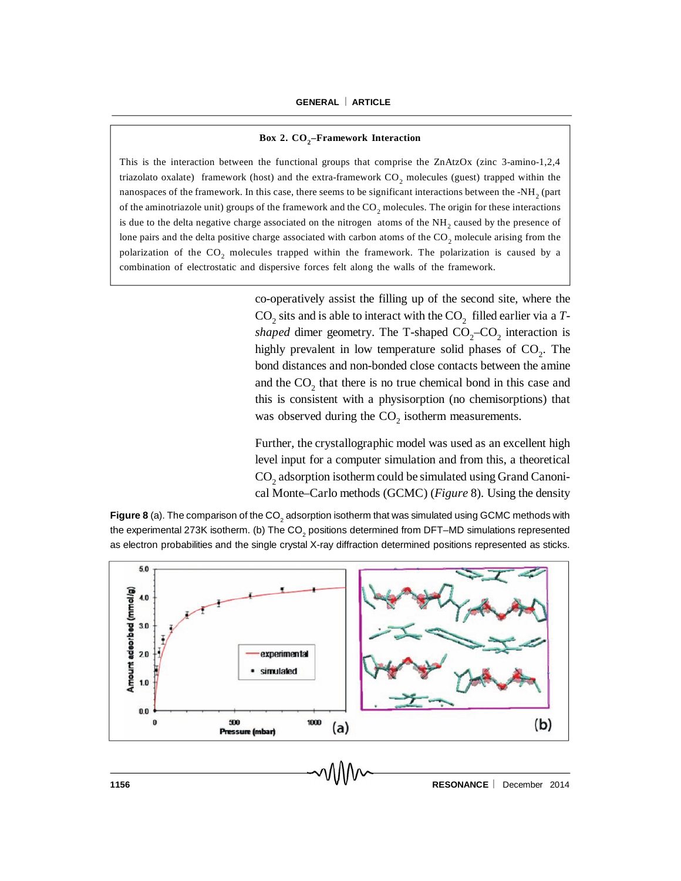### Box 2. $CO_2$–Framework Interaction

This is the interaction between the functional groups that comprise the ZnAtzOx (zinc 3-amino-1,2,4 triazolato oxalate) framework (host) and the extra-framework $CO_2$ molecules (guest) trapped within the nanospaces of the framework. In this case, there seems to be significant interactions between the -$NH_2$ (part of the aminotriazole unit) groups of the framework and the $CO_2$ molecules. The origin for these interactions is due to the delta negative charge associated on the nitrogen atoms of the $NH_2$ caused by the presence of lone pairs and the delta positive charge associated with carbon atoms of the $CO_2$ molecule arising from the polarization of the $CO_2$ molecules trapped within the framework. The polarization is caused by a combination of electrostatic and dispersive forces felt along the walls of the framework.

co-operatively assist the filling up of the second site, where the $CO_2$ sits and is able to interact with the $CO_2$ filled earlier via a *T-shaped* dimer geometry. The T-shaped $CO_2$–$CO_2$ interaction is highly prevalent in low temperature solid phases of $CO_2$. The bond distances and non-bonded close contacts between the amine and the $CO_2$ that there is no true chemical bond in this case and this is consistent with a physisorption (no chemisorptions) that was observed during the $CO_2$ isotherm measurements.

Further, the crystallographic model was used as an excellent high level input for a computer simulation and from this, a theoretical $CO_2$ adsorption isotherm could be simulated using Grand Canonical Monte–Carlo methods (GCMC) (*Figure* 8). Using the density

**Figure 8** (a). The comparison of the $CO_2$ adsorption isotherm that was simulated using GCMC methods with the experimental 273K isotherm. (b) The $CO_2$ positions determined from DFT–MD simulations represented as electron probabilities and the single crystal X-ray diffraction determined positions represented as sticks.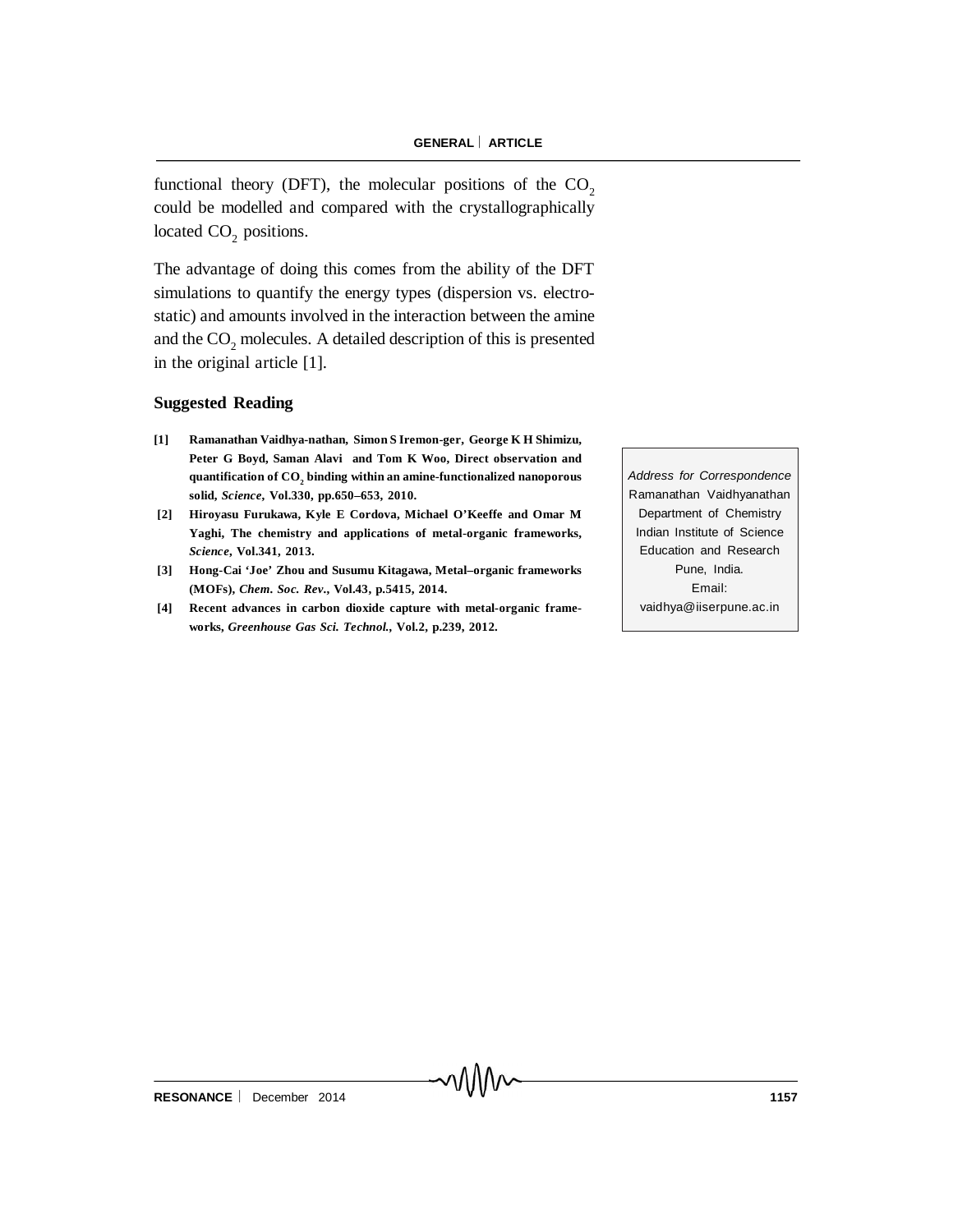functional theory (DFT), the molecular positions of the $CO_2$ could be modelled and compared with the crystallographically located $CO_2$ positions.

The advantage of doing this comes from the ability of the DFT simulations to quantify the energy types (dispersion vs. electrostatic) and amounts involved in the interaction between the amine and the $CO_2$ molecules. A detailed description of this is presented in the original article [1].

## Suggested Reading

[1] **Ramanathan Vaidhya-nathan, Simon S Iremon-ger, George K H Shimizu, Peter G Boyd, Saman Alavi and Tom K Woo, Direct observation and quantification of $CO_2$ binding within an amine-functionalized nanoporous solid, *Science*, Vol.330, pp.650–653, 2010.**

[2] **Hiroyasu Furukawa, Kyle E Cordova, Michael O'Keeffe and Omar M Yaghi, The chemistry and applications of metal-organic frameworks, *Science*, Vol.341, 2013.**

[3] **Hong-Cai 'Joe' Zhou and Susumu Kitagawa, Metal–organic frameworks (MOFs), *Chem. Soc. Rev*., Vol.43, p.5415, 2014.**

[4] **Recent advances in carbon dioxide capture with metal-organic frameworks, *Greenhouse Gas Sci. Technol.*, Vol.2, p.239, 2012.**

*Address for Correspondence*
Ramanathan Vaidhyanathan
Department of Chemistry
Indian Institute of Science
Education and Research
Pune, India.
Email:
vaidhya@iiserpune.ac.in